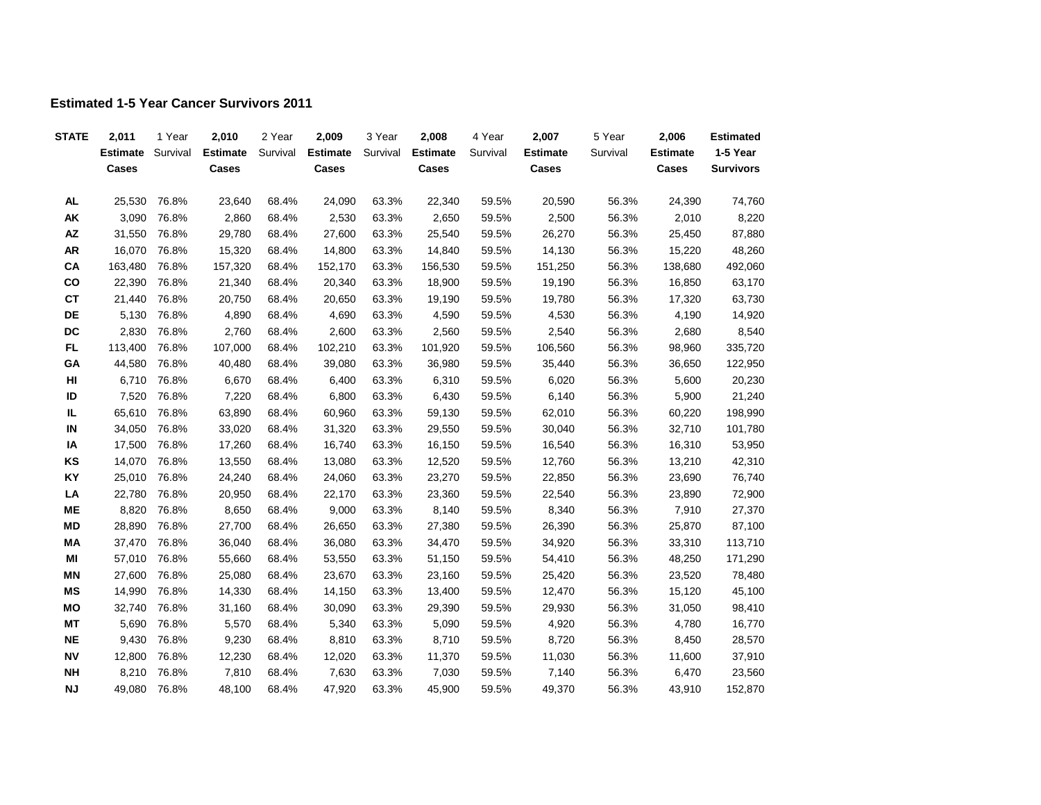### Estimated 1-5 Year Cancer Survivors 2011

| STATE | 2,011 Estimate Cases | 1 Year Survival | 2,010 Estimate Cases | 2 Year Survival | 2,009 Estimate Cases | 3 Year Survival | 2,008 Estimate Cases | 4 Year Survival | 2,007 Estimate Cases | 5 Year Survival | 2,006 Estimate Cases | Estimated 1-5 Year Survivors |
|---|---|---|---|---|---|---|---|---|---|---|---|---|
| AL | 25,530 | 76.8% | 23,640 | 68.4% | 24,090 | 63.3% | 22,340 | 59.5% | 20,590 | 56.3% | 24,390 | 74,760 |
| AK | 3,090 | 76.8% | 2,860 | 68.4% | 2,530 | 63.3% | 2,650 | 59.5% | 2,500 | 56.3% | 2,010 | 8,220 |
| AZ | 31,550 | 76.8% | 29,780 | 68.4% | 27,600 | 63.3% | 25,540 | 59.5% | 26,270 | 56.3% | 25,450 | 87,880 |
| AR | 16,070 | 76.8% | 15,320 | 68.4% | 14,800 | 63.3% | 14,840 | 59.5% | 14,130 | 56.3% | 15,220 | 48,260 |
| CA | 163,480 | 76.8% | 157,320 | 68.4% | 152,170 | 63.3% | 156,530 | 59.5% | 151,250 | 56.3% | 138,680 | 492,060 |
| CO | 22,390 | 76.8% | 21,340 | 68.4% | 20,340 | 63.3% | 18,900 | 59.5% | 19,190 | 56.3% | 16,850 | 63,170 |
| CT | 21,440 | 76.8% | 20,750 | 68.4% | 20,650 | 63.3% | 19,190 | 59.5% | 19,780 | 56.3% | 17,320 | 63,730 |
| DE | 5,130 | 76.8% | 4,890 | 68.4% | 4,690 | 63.3% | 4,590 | 59.5% | 4,530 | 56.3% | 4,190 | 14,920 |
| DC | 2,830 | 76.8% | 2,760 | 68.4% | 2,600 | 63.3% | 2,560 | 59.5% | 2,540 | 56.3% | 2,680 | 8,540 |
| FL | 113,400 | 76.8% | 107,000 | 68.4% | 102,210 | 63.3% | 101,920 | 59.5% | 106,560 | 56.3% | 98,960 | 335,720 |
| GA | 44,580 | 76.8% | 40,480 | 68.4% | 39,080 | 63.3% | 36,980 | 59.5% | 35,440 | 56.3% | 36,650 | 122,950 |
| HI | 6,710 | 76.8% | 6,670 | 68.4% | 6,400 | 63.3% | 6,310 | 59.5% | 6,020 | 56.3% | 5,600 | 20,230 |
| ID | 7,520 | 76.8% | 7,220 | 68.4% | 6,800 | 63.3% | 6,430 | 59.5% | 6,140 | 56.3% | 5,900 | 21,240 |
| IL | 65,610 | 76.8% | 63,890 | 68.4% | 60,960 | 63.3% | 59,130 | 59.5% | 62,010 | 56.3% | 60,220 | 198,990 |
| IN | 34,050 | 76.8% | 33,020 | 68.4% | 31,320 | 63.3% | 29,550 | 59.5% | 30,040 | 56.3% | 32,710 | 101,780 |
| IA | 17,500 | 76.8% | 17,260 | 68.4% | 16,740 | 63.3% | 16,150 | 59.5% | 16,540 | 56.3% | 16,310 | 53,950 |
| KS | 14,070 | 76.8% | 13,550 | 68.4% | 13,080 | 63.3% | 12,520 | 59.5% | 12,760 | 56.3% | 13,210 | 42,310 |
| KY | 25,010 | 76.8% | 24,240 | 68.4% | 24,060 | 63.3% | 23,270 | 59.5% | 22,850 | 56.3% | 23,690 | 76,740 |
| LA | 22,780 | 76.8% | 20,950 | 68.4% | 22,170 | 63.3% | 23,360 | 59.5% | 22,540 | 56.3% | 23,890 | 72,900 |
| ME | 8,820 | 76.8% | 8,650 | 68.4% | 9,000 | 63.3% | 8,140 | 59.5% | 8,340 | 56.3% | 7,910 | 27,370 |
| MD | 28,890 | 76.8% | 27,700 | 68.4% | 26,650 | 63.3% | 27,380 | 59.5% | 26,390 | 56.3% | 25,870 | 87,100 |
| MA | 37,470 | 76.8% | 36,040 | 68.4% | 36,080 | 63.3% | 34,470 | 59.5% | 34,920 | 56.3% | 33,310 | 113,710 |
| MI | 57,010 | 76.8% | 55,660 | 68.4% | 53,550 | 63.3% | 51,150 | 59.5% | 54,410 | 56.3% | 48,250 | 171,290 |
| MN | 27,600 | 76.8% | 25,080 | 68.4% | 23,670 | 63.3% | 23,160 | 59.5% | 25,420 | 56.3% | 23,520 | 78,480 |
| MS | 14,990 | 76.8% | 14,330 | 68.4% | 14,150 | 63.3% | 13,400 | 59.5% | 12,470 | 56.3% | 15,120 | 45,100 |
| MO | 32,740 | 76.8% | 31,160 | 68.4% | 30,090 | 63.3% | 29,390 | 59.5% | 29,930 | 56.3% | 31,050 | 98,410 |
| MT | 5,690 | 76.8% | 5,570 | 68.4% | 5,340 | 63.3% | 5,090 | 59.5% | 4,920 | 56.3% | 4,780 | 16,770 |
| NE | 9,430 | 76.8% | 9,230 | 68.4% | 8,810 | 63.3% | 8,710 | 59.5% | 8,720 | 56.3% | 8,450 | 28,570 |
| NV | 12,800 | 76.8% | 12,230 | 68.4% | 12,020 | 63.3% | 11,370 | 59.5% | 11,030 | 56.3% | 11,600 | 37,910 |
| NH | 8,210 | 76.8% | 7,810 | 68.4% | 7,630 | 63.3% | 7,030 | 59.5% | 7,140 | 56.3% | 6,470 | 23,560 |
| NJ | 49,080 | 76.8% | 48,100 | 68.4% | 47,920 | 63.3% | 45,900 | 59.5% | 49,370 | 56.3% | 43,910 | 152,870 |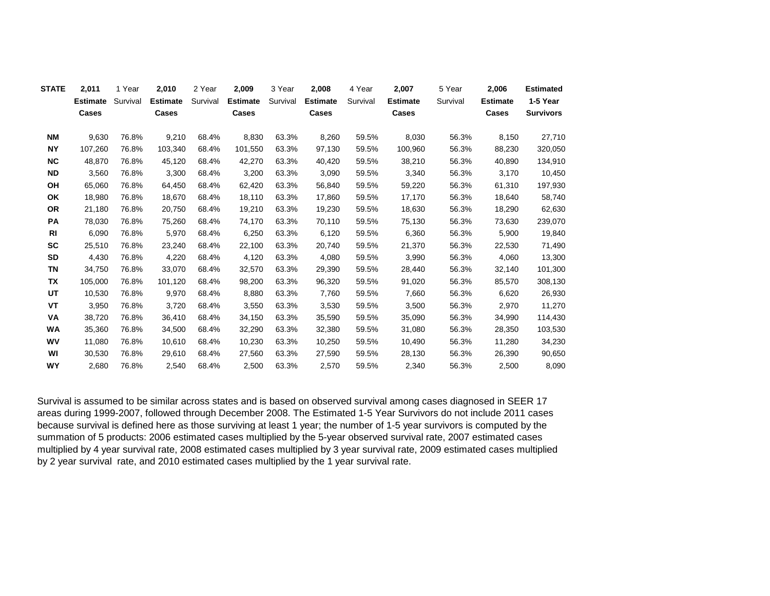| STATE | 2,011 Estimate Cases | 1 Year Survival | 2,010 Estimate Cases | 2 Year Survival | 2,009 Estimate Cases | 3 Year Survival | 2,008 Estimate Cases | 4 Year Survival | 2,007 Estimate Cases | 5 Year Survival | 2,006 Estimate Cases | Estimated 1-5 Year Survivors |
|---|---|---|---|---|---|---|---|---|---|---|---|---|
| **NM** | 9,630 | 76.8% | 9,210 | 68.4% | 8,830 | 63.3% | 8,260 | 59.5% | 8,030 | 56.3% | 8,150 | 27,710 |
| **NY** | 107,260 | 76.8% | 103,340 | 68.4% | 101,550 | 63.3% | 97,130 | 59.5% | 100,960 | 56.3% | 88,230 | 320,050 |
| **NC** | 48,870 | 76.8% | 45,120 | 68.4% | 42,270 | 63.3% | 40,420 | 59.5% | 38,210 | 56.3% | 40,890 | 134,910 |
| **ND** | 3,560 | 76.8% | 3,300 | 68.4% | 3,200 | 63.3% | 3,090 | 59.5% | 3,340 | 56.3% | 3,170 | 10,450 |
| **OH** | 65,060 | 76.8% | 64,450 | 68.4% | 62,420 | 63.3% | 56,840 | 59.5% | 59,220 | 56.3% | 61,310 | 197,930 |
| **OK** | 18,980 | 76.8% | 18,670 | 68.4% | 18,110 | 63.3% | 17,860 | 59.5% | 17,170 | 56.3% | 18,640 | 58,740 |
| **OR** | 21,180 | 76.8% | 20,750 | 68.4% | 19,210 | 63.3% | 19,230 | 59.5% | 18,630 | 56.3% | 18,290 | 62,630 |
| **PA** | 78,030 | 76.8% | 75,260 | 68.4% | 74,170 | 63.3% | 70,110 | 59.5% | 75,130 | 56.3% | 73,630 | 239,070 |
| **RI** | 6,090 | 76.8% | 5,970 | 68.4% | 6,250 | 63.3% | 6,120 | 59.5% | 6,360 | 56.3% | 5,900 | 19,840 |
| **SC** | 25,510 | 76.8% | 23,240 | 68.4% | 22,100 | 63.3% | 20,740 | 59.5% | 21,370 | 56.3% | 22,530 | 71,490 |
| **SD** | 4,430 | 76.8% | 4,220 | 68.4% | 4,120 | 63.3% | 4,080 | 59.5% | 3,990 | 56.3% | 4,060 | 13,300 |
| **TN** | 34,750 | 76.8% | 33,070 | 68.4% | 32,570 | 63.3% | 29,390 | 59.5% | 28,440 | 56.3% | 32,140 | 101,300 |
| **TX** | 105,000 | 76.8% | 101,120 | 68.4% | 98,200 | 63.3% | 96,320 | 59.5% | 91,020 | 56.3% | 85,570 | 308,130 |
| **UT** | 10,530 | 76.8% | 9,970 | 68.4% | 8,880 | 63.3% | 7,760 | 59.5% | 7,660 | 56.3% | 6,620 | 26,930 |
| **VT** | 3,950 | 76.8% | 3,720 | 68.4% | 3,550 | 63.3% | 3,530 | 59.5% | 3,500 | 56.3% | 2,970 | 11,270 |
| **VA** | 38,720 | 76.8% | 36,410 | 68.4% | 34,150 | 63.3% | 35,590 | 59.5% | 35,090 | 56.3% | 34,990 | 114,430 |
| **WA** | 35,360 | 76.8% | 34,500 | 68.4% | 32,290 | 63.3% | 32,380 | 59.5% | 31,080 | 56.3% | 28,350 | 103,530 |
| **WV** | 11,080 | 76.8% | 10,610 | 68.4% | 10,230 | 63.3% | 10,250 | 59.5% | 10,490 | 56.3% | 11,280 | 34,230 |
| **WI** | 30,530 | 76.8% | 29,610 | 68.4% | 27,560 | 63.3% | 27,590 | 59.5% | 28,130 | 56.3% | 26,390 | 90,650 |
| **WY** | 2,680 | 76.8% | 2,540 | 68.4% | 2,500 | 63.3% | 2,570 | 59.5% | 2,340 | 56.3% | 2,500 | 8,090 |

Survival is assumed to be similar across states and is based on observed survival among cases diagnosed in SEER 17 areas during 1999-2007, followed through December 2008. The Estimated 1-5 Year Survivors do not include 2011 cases because survival is defined here as those surviving at least 1 year; the number of 1-5 year survivors is computed by the summation of 5 products: 2006 estimated cases multiplied by the 5-year observed survival rate, 2007 estimated cases multiplied by 4 year survival rate, 2008 estimated cases multiplied by 3 year survival rate, 2009 estimated cases multiplied by 2 year survival rate, and 2010 estimated cases multiplied by the 1 year survival rate.